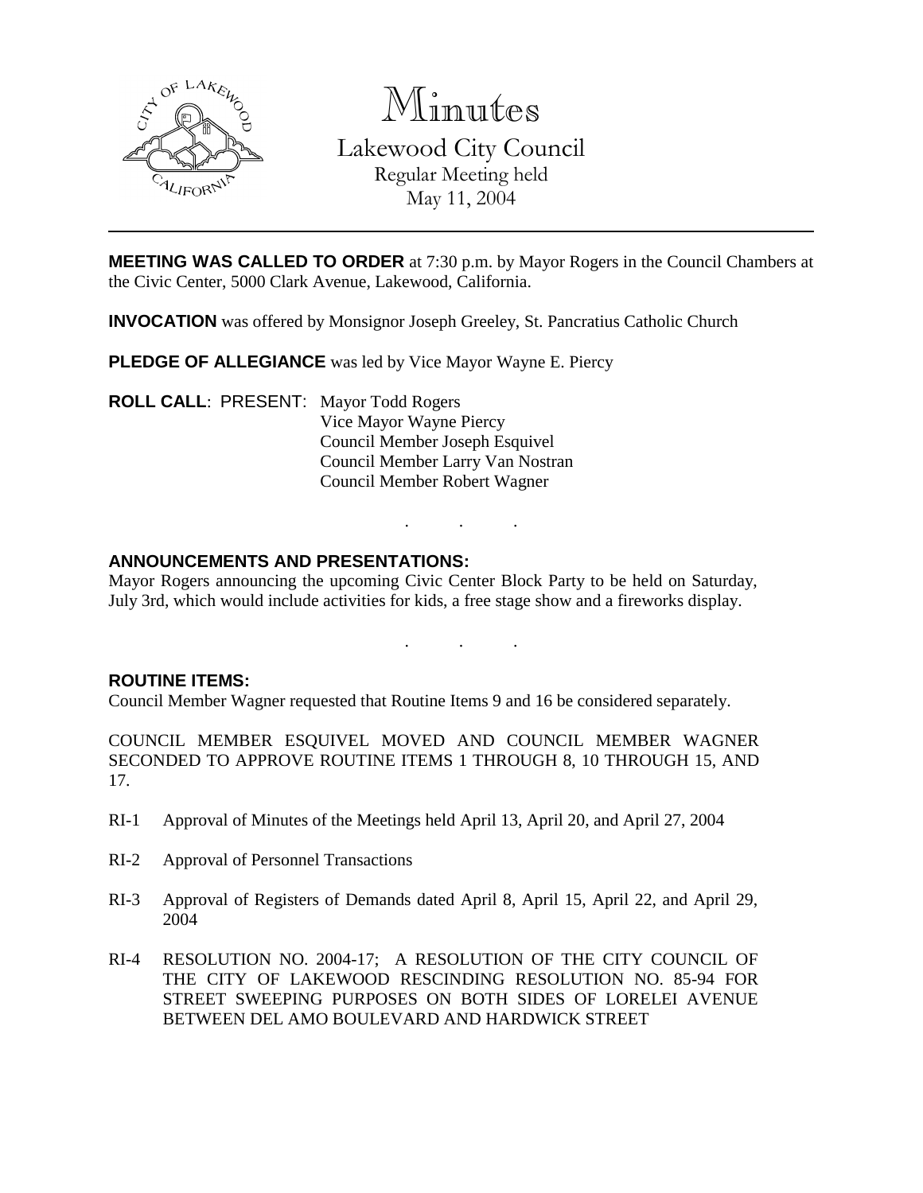# Minutes

## Lakewood City Council

Regular Meeting held
May 11, 2004

---

**MEETING WAS CALLED TO ORDER** at 7:30 p.m. by Mayor Rogers in the Council Chambers at the Civic Center, 5000 Clark Avenue, Lakewood, California.

**INVOCATION** was offered by Monsignor Joseph Greeley, St. Pancratius Catholic Church

**PLEDGE OF ALLEGIANCE** was led by Vice Mayor Wayne E. Piercy

**ROLL CALL**: PRESENT: Mayor Todd Rogers
Vice Mayor Wayne Piercy
Council Member Joseph Esquivel
Council Member Larry Van Nostran
Council Member Robert Wagner

. . .

**ANNOUNCEMENTS AND PRESENTATIONS:**
Mayor Rogers announcing the upcoming Civic Center Block Party to be held on Saturday, July 3rd, which would include activities for kids, a free stage show and a fireworks display.

. . .

**ROUTINE ITEMS:**
Council Member Wagner requested that Routine Items 9 and 16 be considered separately.

COUNCIL MEMBER ESQUIVEL MOVED AND COUNCIL MEMBER WAGNER SECONDED TO APPROVE ROUTINE ITEMS 1 THROUGH 8, 10 THROUGH 15, AND 17.

RI-1 Approval of Minutes of the Meetings held April 13, April 20, and April 27, 2004

RI-2 Approval of Personnel Transactions

RI-3 Approval of Registers of Demands dated April 8, April 15, April 22, and April 29, 2004

RI-4 RESOLUTION NO. 2004-17; A RESOLUTION OF THE CITY COUNCIL OF THE CITY OF LAKEWOOD RESCINDING RESOLUTION NO. 85-94 FOR STREET SWEEPING PURPOSES ON BOTH SIDES OF LORELEI AVENUE BETWEEN DEL AMO BOULEVARD AND HARDWICK STREET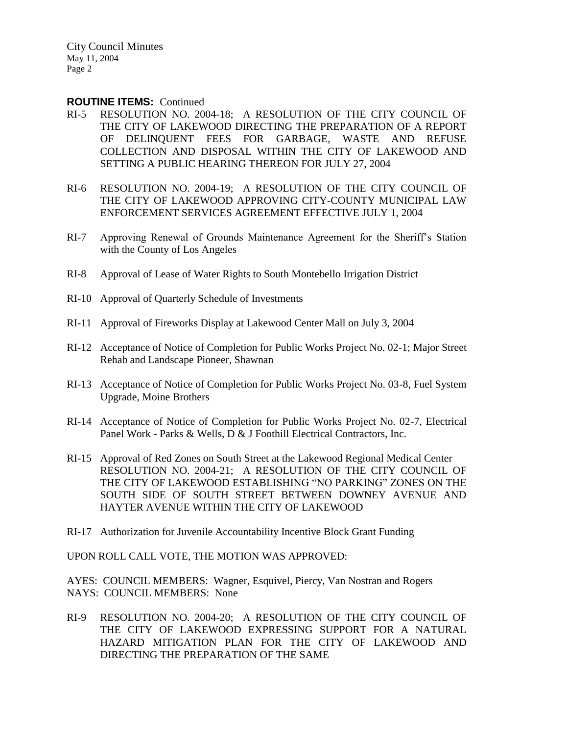**ROUTINE ITEMS:** Continued

RI-5 RESOLUTION NO. 2004-18; A RESOLUTION OF THE CITY COUNCIL OF THE CITY OF LAKEWOOD DIRECTING THE PREPARATION OF A REPORT OF DELINQUENT FEES FOR GARBAGE, WASTE AND REFUSE COLLECTION AND DISPOSAL WITHIN THE CITY OF LAKEWOOD AND SETTING A PUBLIC HEARING THEREON FOR JULY 27, 2004

RI-6 RESOLUTION NO. 2004-19; A RESOLUTION OF THE CITY COUNCIL OF THE CITY OF LAKEWOOD APPROVING CITY-COUNTY MUNICIPAL LAW ENFORCEMENT SERVICES AGREEMENT EFFECTIVE JULY 1, 2004

RI-7 Approving Renewal of Grounds Maintenance Agreement for the Sheriff's Station with the County of Los Angeles

RI-8 Approval of Lease of Water Rights to South Montebello Irrigation District

RI-10 Approval of Quarterly Schedule of Investments

RI-11 Approval of Fireworks Display at Lakewood Center Mall on July 3, 2004

RI-12 Acceptance of Notice of Completion for Public Works Project No. 02-1; Major Street Rehab and Landscape Pioneer, Shawnan

RI-13 Acceptance of Notice of Completion for Public Works Project No. 03-8, Fuel System Upgrade, Moine Brothers

RI-14 Acceptance of Notice of Completion for Public Works Project No. 02-7, Electrical Panel Work - Parks & Wells, D & J Foothill Electrical Contractors, Inc.

RI-15 Approval of Red Zones on South Street at the Lakewood Regional Medical Center RESOLUTION NO. 2004-21; A RESOLUTION OF THE CITY COUNCIL OF THE CITY OF LAKEWOOD ESTABLISHING "NO PARKING" ZONES ON THE SOUTH SIDE OF SOUTH STREET BETWEEN DOWNEY AVENUE AND HAYTER AVENUE WITHIN THE CITY OF LAKEWOOD

RI-17 Authorization for Juvenile Accountability Incentive Block Grant Funding

UPON ROLL CALL VOTE, THE MOTION WAS APPROVED:

AYES: COUNCIL MEMBERS: Wagner, Esquivel, Piercy, Van Nostran and Rogers
NAYS: COUNCIL MEMBERS: None

RI-9 RESOLUTION NO. 2004-20; A RESOLUTION OF THE CITY COUNCIL OF THE CITY OF LAKEWOOD EXPRESSING SUPPORT FOR A NATURAL HAZARD MITIGATION PLAN FOR THE CITY OF LAKEWOOD AND DIRECTING THE PREPARATION OF THE SAME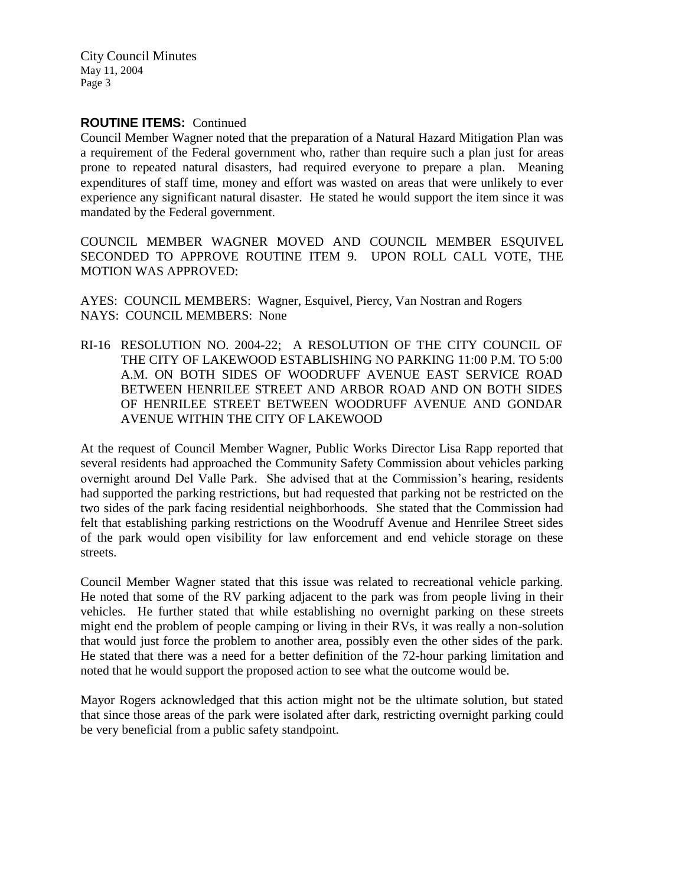**ROUTINE ITEMS:** Continued

Council Member Wagner noted that the preparation of a Natural Hazard Mitigation Plan was a requirement of the Federal government who, rather than require such a plan just for areas prone to repeated natural disasters, had required everyone to prepare a plan. Meaning expenditures of staff time, money and effort was wasted on areas that were unlikely to ever experience any significant natural disaster. He stated he would support the item since it was mandated by the Federal government.

COUNCIL MEMBER WAGNER MOVED AND COUNCIL MEMBER ESQUIVEL SECONDED TO APPROVE ROUTINE ITEM 9. UPON ROLL CALL VOTE, THE MOTION WAS APPROVED:

AYES: COUNCIL MEMBERS: Wagner, Esquivel, Piercy, Van Nostran and Rogers
NAYS: COUNCIL MEMBERS: None

RI-16 RESOLUTION NO. 2004-22; A RESOLUTION OF THE CITY COUNCIL OF THE CITY OF LAKEWOOD ESTABLISHING NO PARKING 11:00 P.M. TO 5:00 A.M. ON BOTH SIDES OF WOODRUFF AVENUE EAST SERVICE ROAD BETWEEN HENRILEE STREET AND ARBOR ROAD AND ON BOTH SIDES OF HENRILEE STREET BETWEEN WOODRUFF AVENUE AND GONDAR AVENUE WITHIN THE CITY OF LAKEWOOD

At the request of Council Member Wagner, Public Works Director Lisa Rapp reported that several residents had approached the Community Safety Commission about vehicles parking overnight around Del Valle Park. She advised that at the Commission's hearing, residents had supported the parking restrictions, but had requested that parking not be restricted on the two sides of the park facing residential neighborhoods. She stated that the Commission had felt that establishing parking restrictions on the Woodruff Avenue and Henrilee Street sides of the park would open visibility for law enforcement and end vehicle storage on these streets.

Council Member Wagner stated that this issue was related to recreational vehicle parking. He noted that some of the RV parking adjacent to the park was from people living in their vehicles. He further stated that while establishing no overnight parking on these streets might end the problem of people camping or living in their RVs, it was really a non-solution that would just force the problem to another area, possibly even the other sides of the park. He stated that there was a need for a better definition of the 72-hour parking limitation and noted that he would support the proposed action to see what the outcome would be.

Mayor Rogers acknowledged that this action might not be the ultimate solution, but stated that since those areas of the park were isolated after dark, restricting overnight parking could be very beneficial from a public safety standpoint.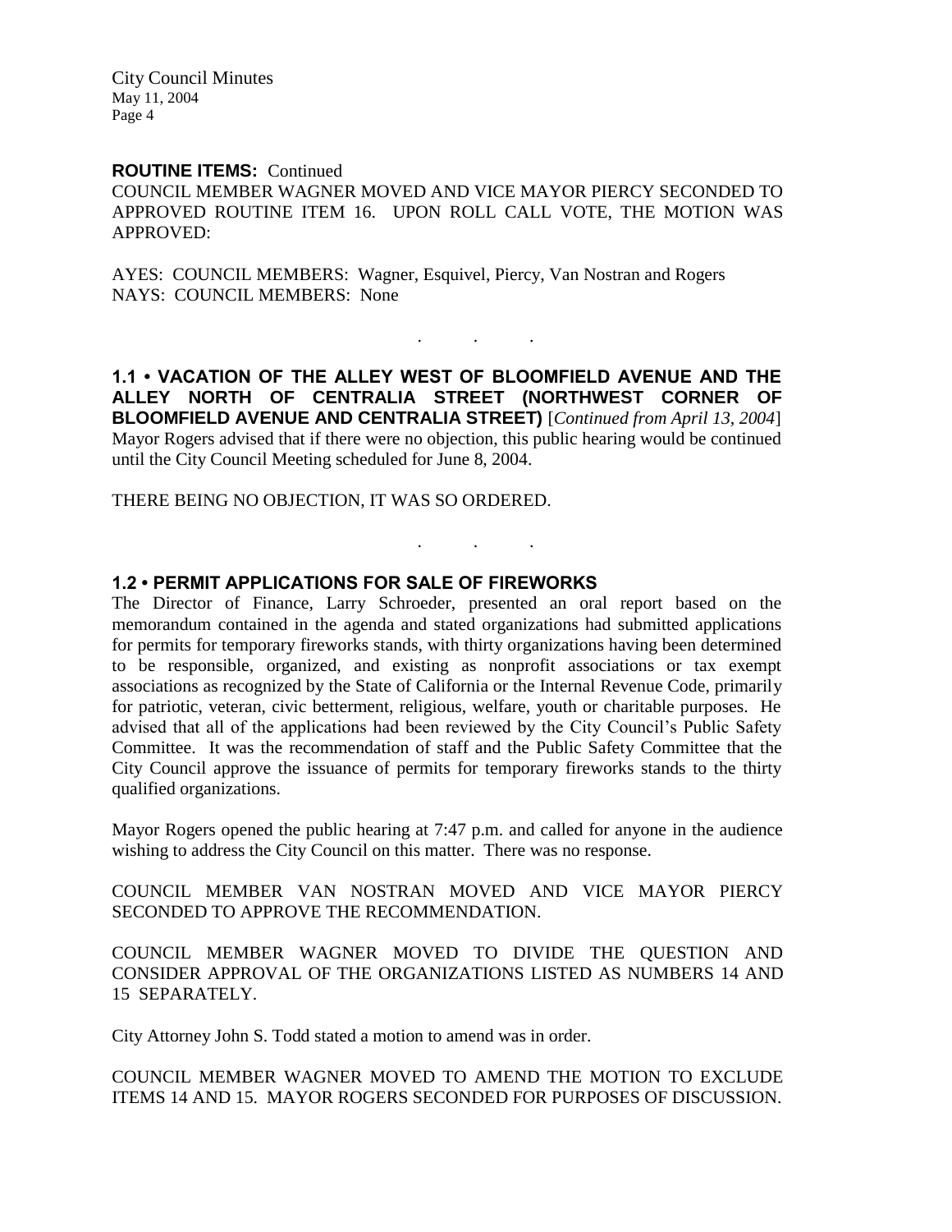**ROUTINE ITEMS:** Continued

COUNCIL MEMBER WAGNER MOVED AND VICE MAYOR PIERCY SECONDED TO APPROVED ROUTINE ITEM 16. UPON ROLL CALL VOTE, THE MOTION WAS APPROVED:

AYES: COUNCIL MEMBERS: Wagner, Esquivel, Piercy, Van Nostran and Rogers
NAYS: COUNCIL MEMBERS: None

. . .

**1.1 • VACATION OF THE ALLEY WEST OF BLOOMFIELD AVENUE AND THE ALLEY NORTH OF CENTRALIA STREET (NORTHWEST CORNER OF BLOOMFIELD AVENUE AND CENTRALIA STREET)** [*Continued from April 13, 2004*]
Mayor Rogers advised that if there were no objection, this public hearing would be continued until the City Council Meeting scheduled for June 8, 2004.

THERE BEING NO OBJECTION, IT WAS SO ORDERED.

. . .

**1.2 • PERMIT APPLICATIONS FOR SALE OF FIREWORKS**
The Director of Finance, Larry Schroeder, presented an oral report based on the memorandum contained in the agenda and stated organizations had submitted applications for permits for temporary fireworks stands, with thirty organizations having been determined to be responsible, organized, and existing as nonprofit associations or tax exempt associations as recognized by the State of California or the Internal Revenue Code, primarily for patriotic, veteran, civic betterment, religious, welfare, youth or charitable purposes. He advised that all of the applications had been reviewed by the City Council's Public Safety Committee. It was the recommendation of staff and the Public Safety Committee that the City Council approve the issuance of permits for temporary fireworks stands to the thirty qualified organizations.

Mayor Rogers opened the public hearing at 7:47 p.m. and called for anyone in the audience wishing to address the City Council on this matter. There was no response.

COUNCIL MEMBER VAN NOSTRAN MOVED AND VICE MAYOR PIERCY SECONDED TO APPROVE THE RECOMMENDATION.

COUNCIL MEMBER WAGNER MOVED TO DIVIDE THE QUESTION AND CONSIDER APPROVAL OF THE ORGANIZATIONS LISTED AS NUMBERS 14 AND 15 SEPARATELY.

City Attorney John S. Todd stated a motion to amend was in order.

COUNCIL MEMBER WAGNER MOVED TO AMEND THE MOTION TO EXCLUDE ITEMS 14 AND 15. MAYOR ROGERS SECONDED FOR PURPOSES OF DISCUSSION.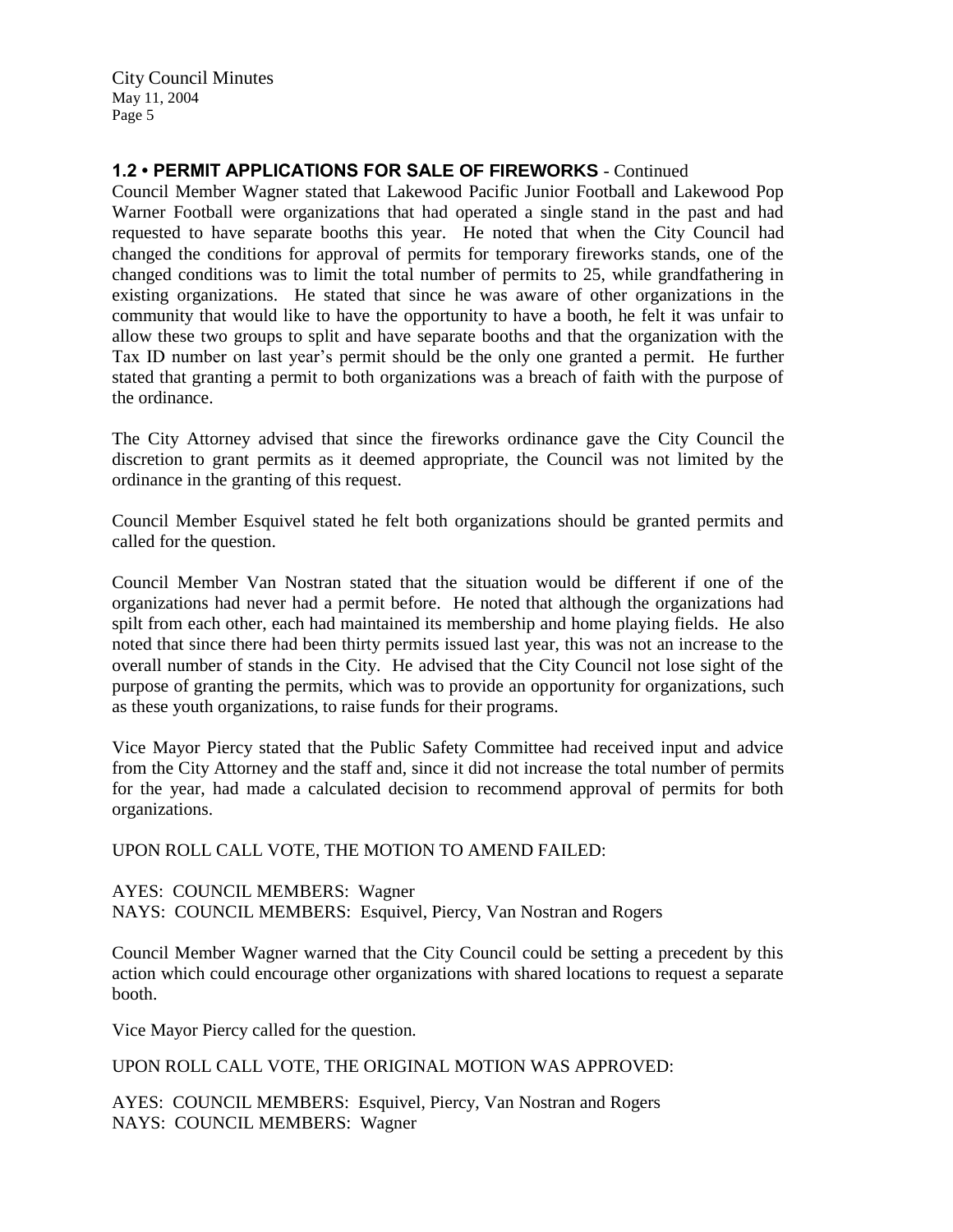**1.2 • PERMIT APPLICATIONS FOR SALE OF FIREWORKS** - Continued

Council Member Wagner stated that Lakewood Pacific Junior Football and Lakewood Pop Warner Football were organizations that had operated a single stand in the past and had requested to have separate booths this year. He noted that when the City Council had changed the conditions for approval of permits for temporary fireworks stands, one of the changed conditions was to limit the total number of permits to 25, while grandfathering in existing organizations. He stated that since he was aware of other organizations in the community that would like to have the opportunity to have a booth, he felt it was unfair to allow these two groups to split and have separate booths and that the organization with the Tax ID number on last year's permit should be the only one granted a permit. He further stated that granting a permit to both organizations was a breach of faith with the purpose of the ordinance.

The City Attorney advised that since the fireworks ordinance gave the City Council the discretion to grant permits as it deemed appropriate, the Council was not limited by the ordinance in the granting of this request.

Council Member Esquivel stated he felt both organizations should be granted permits and called for the question.

Council Member Van Nostran stated that the situation would be different if one of the organizations had never had a permit before. He noted that although the organizations had spilt from each other, each had maintained its membership and home playing fields. He also noted that since there had been thirty permits issued last year, this was not an increase to the overall number of stands in the City. He advised that the City Council not lose sight of the purpose of granting the permits, which was to provide an opportunity for organizations, such as these youth organizations, to raise funds for their programs.

Vice Mayor Piercy stated that the Public Safety Committee had received input and advice from the City Attorney and the staff and, since it did not increase the total number of permits for the year, had made a calculated decision to recommend approval of permits for both organizations.

UPON ROLL CALL VOTE, THE MOTION TO AMEND FAILED:

AYES: COUNCIL MEMBERS: Wagner
NAYS: COUNCIL MEMBERS: Esquivel, Piercy, Van Nostran and Rogers

Council Member Wagner warned that the City Council could be setting a precedent by this action which could encourage other organizations with shared locations to request a separate booth.

Vice Mayor Piercy called for the question.

UPON ROLL CALL VOTE, THE ORIGINAL MOTION WAS APPROVED:

AYES: COUNCIL MEMBERS: Esquivel, Piercy, Van Nostran and Rogers
NAYS: COUNCIL MEMBERS: Wagner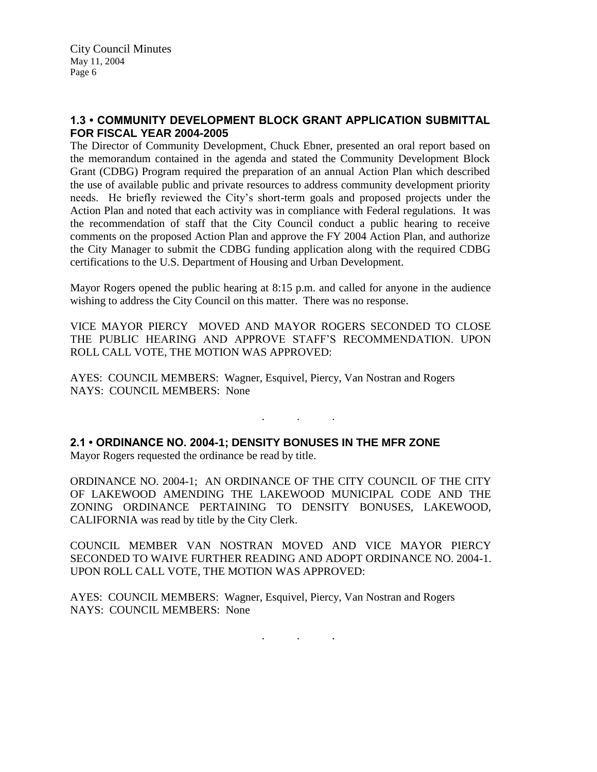## 1.3 • COMMUNITY DEVELOPMENT BLOCK GRANT APPLICATION SUBMITTAL FOR FISCAL YEAR 2004-2005

The Director of Community Development, Chuck Ebner, presented an oral report based on the memorandum contained in the agenda and stated the Community Development Block Grant (CDBG) Program required the preparation of an annual Action Plan which described the use of available public and private resources to address community development priority needs. He briefly reviewed the City's short-term goals and proposed projects under the Action Plan and noted that each activity was in compliance with Federal regulations. It was the recommendation of staff that the City Council conduct a public hearing to receive comments on the proposed Action Plan and approve the FY 2004 Action Plan, and authorize the City Manager to submit the CDBG funding application along with the required CDBG certifications to the U.S. Department of Housing and Urban Development.

Mayor Rogers opened the public hearing at 8:15 p.m. and called for anyone in the audience wishing to address the City Council on this matter. There was no response.

VICE MAYOR PIERCY MOVED AND MAYOR ROGERS SECONDED TO CLOSE THE PUBLIC HEARING AND APPROVE STAFF'S RECOMMENDATION. UPON ROLL CALL VOTE, THE MOTION WAS APPROVED:

AYES: COUNCIL MEMBERS: Wagner, Esquivel, Piercy, Van Nostran and Rogers
NAYS: COUNCIL MEMBERS: None

. . .

## 2.1 • ORDINANCE NO. 2004-1; DENSITY BONUSES IN THE MFR ZONE

Mayor Rogers requested the ordinance be read by title.

ORDINANCE NO. 2004-1; AN ORDINANCE OF THE CITY COUNCIL OF THE CITY OF LAKEWOOD AMENDING THE LAKEWOOD MUNICIPAL CODE AND THE ZONING ORDINANCE PERTAINING TO DENSITY BONUSES, LAKEWOOD, CALIFORNIA was read by title by the City Clerk.

COUNCIL MEMBER VAN NOSTRAN MOVED AND VICE MAYOR PIERCY SECONDED TO WAIVE FURTHER READING AND ADOPT ORDINANCE NO. 2004-1. UPON ROLL CALL VOTE, THE MOTION WAS APPROVED:

AYES: COUNCIL MEMBERS: Wagner, Esquivel, Piercy, Van Nostran and Rogers
NAYS: COUNCIL MEMBERS: None

. . .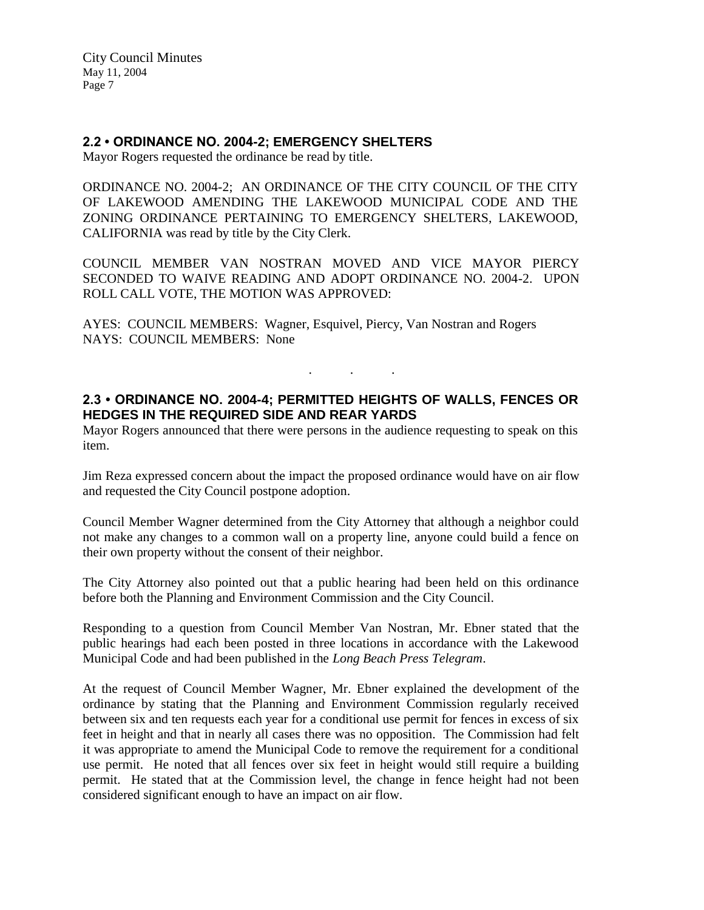## 2.2 • ORDINANCE NO. 2004-2; EMERGENCY SHELTERS

Mayor Rogers requested the ordinance be read by title.

ORDINANCE NO. 2004-2; AN ORDINANCE OF THE CITY COUNCIL OF THE CITY OF LAKEWOOD AMENDING THE LAKEWOOD MUNICIPAL CODE AND THE ZONING ORDINANCE PERTAINING TO EMERGENCY SHELTERS, LAKEWOOD, CALIFORNIA was read by title by the City Clerk.

COUNCIL MEMBER VAN NOSTRAN MOVED AND VICE MAYOR PIERCY SECONDED TO WAIVE READING AND ADOPT ORDINANCE NO. 2004-2. UPON ROLL CALL VOTE, THE MOTION WAS APPROVED:

AYES: COUNCIL MEMBERS: Wagner, Esquivel, Piercy, Van Nostran and Rogers
NAYS: COUNCIL MEMBERS: None

. . .

## 2.3 • ORDINANCE NO. 2004-4; PERMITTED HEIGHTS OF WALLS, FENCES OR HEDGES IN THE REQUIRED SIDE AND REAR YARDS

Mayor Rogers announced that there were persons in the audience requesting to speak on this item.

Jim Reza expressed concern about the impact the proposed ordinance would have on air flow and requested the City Council postpone adoption.

Council Member Wagner determined from the City Attorney that although a neighbor could not make any changes to a common wall on a property line, anyone could build a fence on their own property without the consent of their neighbor.

The City Attorney also pointed out that a public hearing had been held on this ordinance before both the Planning and Environment Commission and the City Council.

Responding to a question from Council Member Van Nostran, Mr. Ebner stated that the public hearings had each been posted in three locations in accordance with the Lakewood Municipal Code and had been published in the *Long Beach Press Telegram*.

At the request of Council Member Wagner, Mr. Ebner explained the development of the ordinance by stating that the Planning and Environment Commission regularly received between six and ten requests each year for a conditional use permit for fences in excess of six feet in height and that in nearly all cases there was no opposition. The Commission had felt it was appropriate to amend the Municipal Code to remove the requirement for a conditional use permit. He noted that all fences over six feet in height would still require a building permit. He stated that at the Commission level, the change in fence height had not been considered significant enough to have an impact on air flow.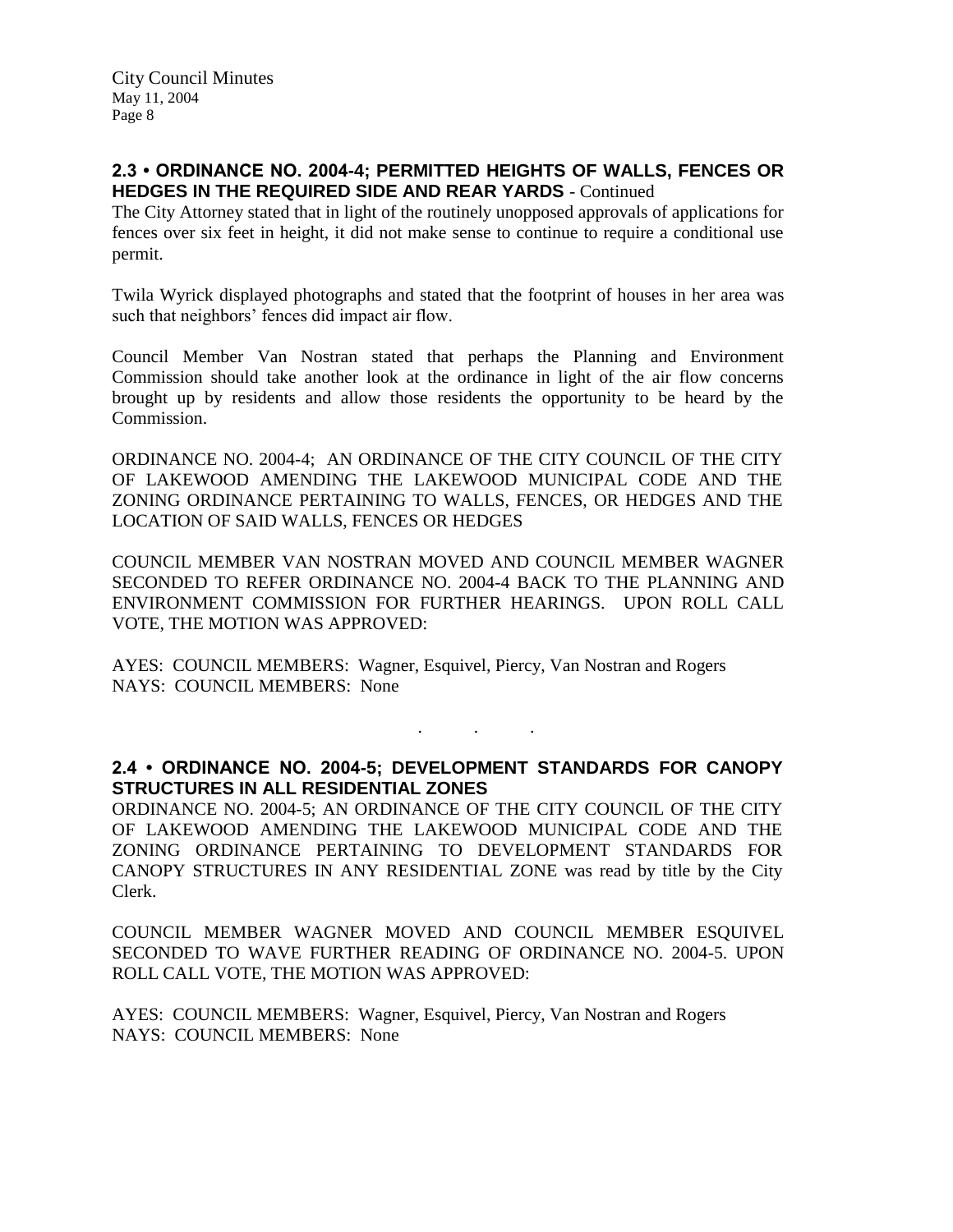## 2.3 • ORDINANCE NO. 2004-4; PERMITTED HEIGHTS OF WALLS, FENCES OR HEDGES IN THE REQUIRED SIDE AND REAR YARDS - Continued

The City Attorney stated that in light of the routinely unopposed approvals of applications for fences over six feet in height, it did not make sense to continue to require a conditional use permit.

Twila Wyrick displayed photographs and stated that the footprint of houses in her area was such that neighbors' fences did impact air flow.

Council Member Van Nostran stated that perhaps the Planning and Environment Commission should take another look at the ordinance in light of the air flow concerns brought up by residents and allow those residents the opportunity to be heard by the Commission.

ORDINANCE NO. 2004-4; AN ORDINANCE OF THE CITY COUNCIL OF THE CITY OF LAKEWOOD AMENDING THE LAKEWOOD MUNICIPAL CODE AND THE ZONING ORDINANCE PERTAINING TO WALLS, FENCES, OR HEDGES AND THE LOCATION OF SAID WALLS, FENCES OR HEDGES

COUNCIL MEMBER VAN NOSTRAN MOVED AND COUNCIL MEMBER WAGNER SECONDED TO REFER ORDINANCE NO. 2004-4 BACK TO THE PLANNING AND ENVIRONMENT COMMISSION FOR FURTHER HEARINGS. UPON ROLL CALL VOTE, THE MOTION WAS APPROVED:

AYES: COUNCIL MEMBERS: Wagner, Esquivel, Piercy, Van Nostran and Rogers
NAYS: COUNCIL MEMBERS: None

. . .

## 2.4 • ORDINANCE NO. 2004-5; DEVELOPMENT STANDARDS FOR CANOPY STRUCTURES IN ALL RESIDENTIAL ZONES

ORDINANCE NO. 2004-5; AN ORDINANCE OF THE CITY COUNCIL OF THE CITY OF LAKEWOOD AMENDING THE LAKEWOOD MUNICIPAL CODE AND THE ZONING ORDINANCE PERTAINING TO DEVELOPMENT STANDARDS FOR CANOPY STRUCTURES IN ANY RESIDENTIAL ZONE was read by title by the City Clerk.

COUNCIL MEMBER WAGNER MOVED AND COUNCIL MEMBER ESQUIVEL SECONDED TO WAVE FURTHER READING OF ORDINANCE NO. 2004-5. UPON ROLL CALL VOTE, THE MOTION WAS APPROVED:

AYES: COUNCIL MEMBERS: Wagner, Esquivel, Piercy, Van Nostran and Rogers
NAYS: COUNCIL MEMBERS: None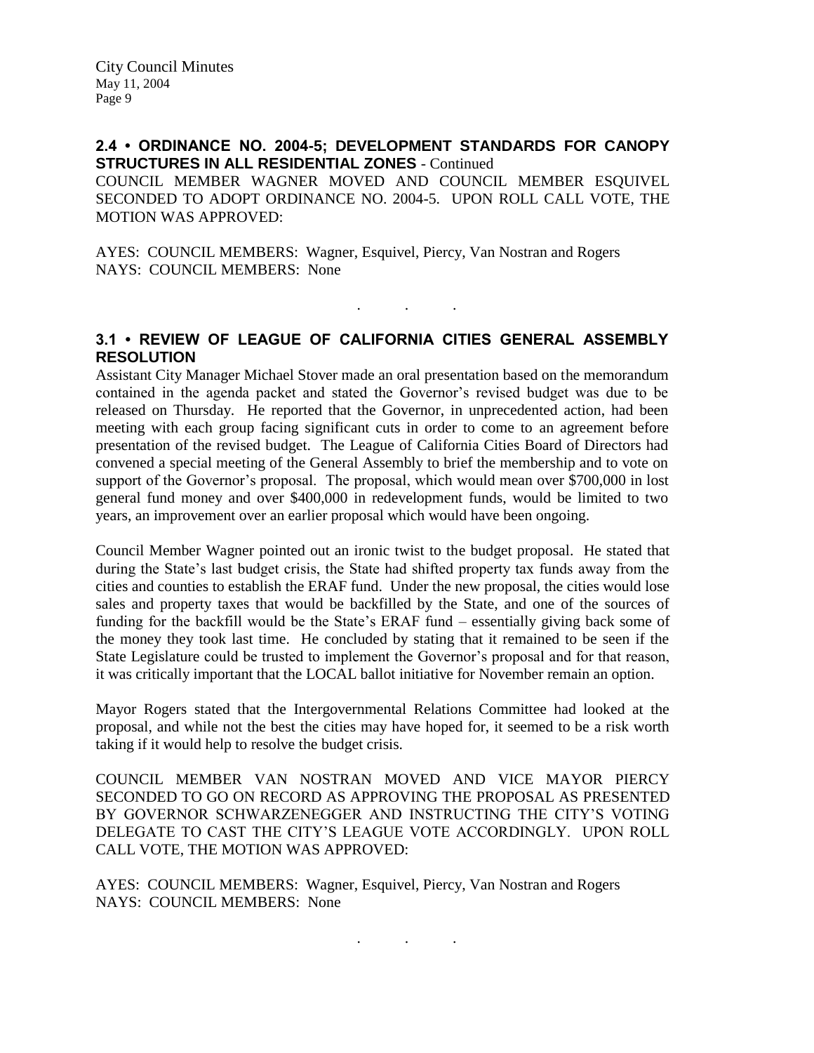## 2.4 • ORDINANCE NO. 2004-5; DEVELOPMENT STANDARDS FOR CANOPY STRUCTURES IN ALL RESIDENTIAL ZONES - Continued

COUNCIL MEMBER WAGNER MOVED AND COUNCIL MEMBER ESQUIVEL SECONDED TO ADOPT ORDINANCE NO. 2004-5. UPON ROLL CALL VOTE, THE MOTION WAS APPROVED:

AYES: COUNCIL MEMBERS: Wagner, Esquivel, Piercy, Van Nostran and Rogers
NAYS: COUNCIL MEMBERS: None

. . .

## 3.1 • REVIEW OF LEAGUE OF CALIFORNIA CITIES GENERAL ASSEMBLY RESOLUTION

Assistant City Manager Michael Stover made an oral presentation based on the memorandum contained in the agenda packet and stated the Governor's revised budget was due to be released on Thursday. He reported that the Governor, in unprecedented action, had been meeting with each group facing significant cuts in order to come to an agreement before presentation of the revised budget. The League of California Cities Board of Directors had convened a special meeting of the General Assembly to brief the membership and to vote on support of the Governor's proposal. The proposal, which would mean over $700,000 in lost general fund money and over $400,000 in redevelopment funds, would be limited to two years, an improvement over an earlier proposal which would have been ongoing.

Council Member Wagner pointed out an ironic twist to the budget proposal. He stated that during the State's last budget crisis, the State had shifted property tax funds away from the cities and counties to establish the ERAF fund. Under the new proposal, the cities would lose sales and property taxes that would be backfilled by the State, and one of the sources of funding for the backfill would be the State's ERAF fund – essentially giving back some of the money they took last time. He concluded by stating that it remained to be seen if the State Legislature could be trusted to implement the Governor's proposal and for that reason, it was critically important that the LOCAL ballot initiative for November remain an option.

Mayor Rogers stated that the Intergovernmental Relations Committee had looked at the proposal, and while not the best the cities may have hoped for, it seemed to be a risk worth taking if it would help to resolve the budget crisis.

COUNCIL MEMBER VAN NOSTRAN MOVED AND VICE MAYOR PIERCY SECONDED TO GO ON RECORD AS APPROVING THE PROPOSAL AS PRESENTED BY GOVERNOR SCHWARZENEGGER AND INSTRUCTING THE CITY'S VOTING DELEGATE TO CAST THE CITY'S LEAGUE VOTE ACCORDINGLY. UPON ROLL CALL VOTE, THE MOTION WAS APPROVED:

AYES: COUNCIL MEMBERS: Wagner, Esquivel, Piercy, Van Nostran and Rogers
NAYS: COUNCIL MEMBERS: None

. . .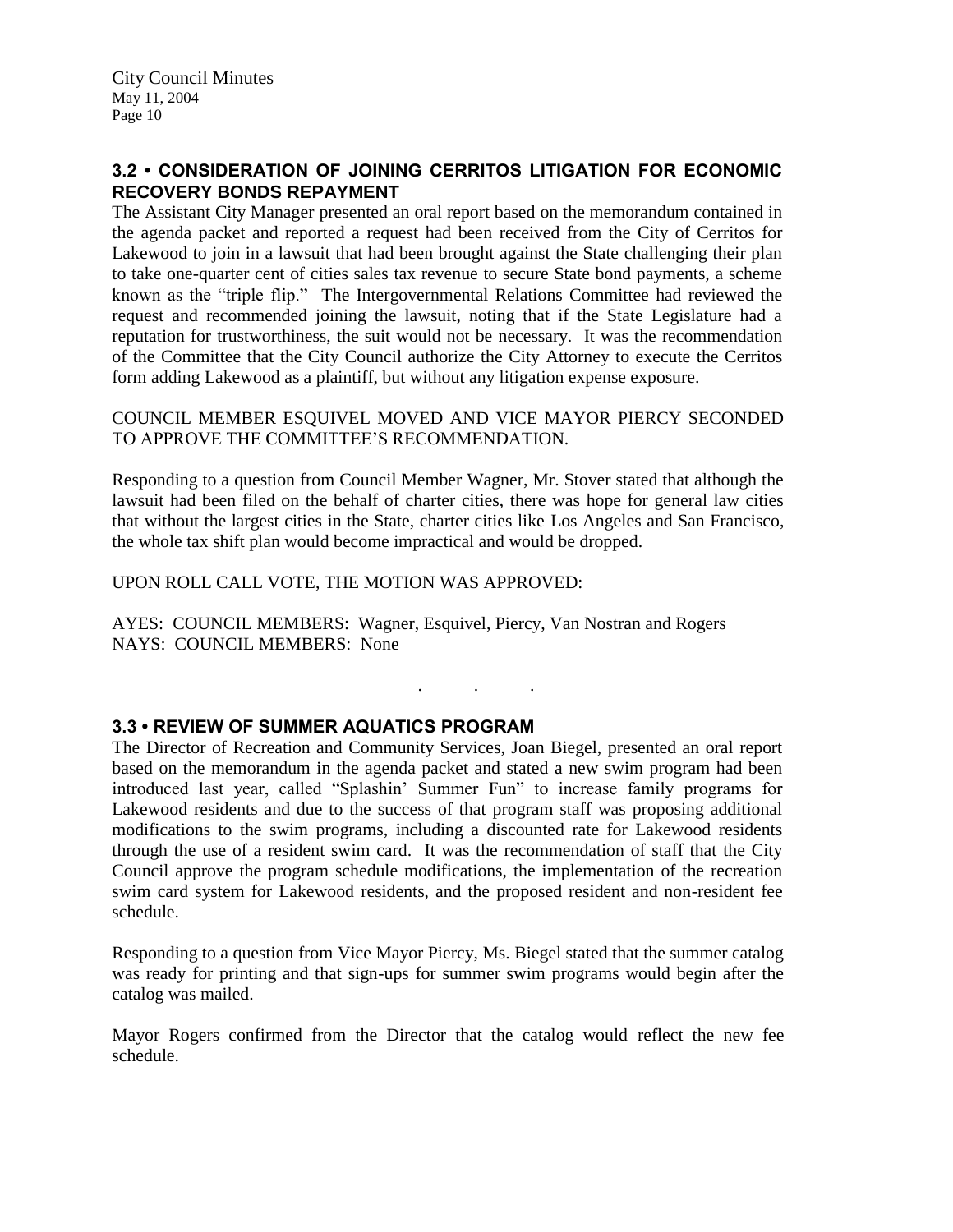### 3.2 • CONSIDERATION OF JOINING CERRITOS LITIGATION FOR ECONOMIC RECOVERY BONDS REPAYMENT

The Assistant City Manager presented an oral report based on the memorandum contained in the agenda packet and reported a request had been received from the City of Cerritos for Lakewood to join in a lawsuit that had been brought against the State challenging their plan to take one-quarter cent of cities sales tax revenue to secure State bond payments, a scheme known as the "triple flip." The Intergovernmental Relations Committee had reviewed the request and recommended joining the lawsuit, noting that if the State Legislature had a reputation for trustworthiness, the suit would not be necessary. It was the recommendation of the Committee that the City Council authorize the City Attorney to execute the Cerritos form adding Lakewood as a plaintiff, but without any litigation expense exposure.

COUNCIL MEMBER ESQUIVEL MOVED AND VICE MAYOR PIERCY SECONDED TO APPROVE THE COMMITTEE'S RECOMMENDATION.

Responding to a question from Council Member Wagner, Mr. Stover stated that although the lawsuit had been filed on the behalf of charter cities, there was hope for general law cities that without the largest cities in the State, charter cities like Los Angeles and San Francisco, the whole tax shift plan would become impractical and would be dropped.

UPON ROLL CALL VOTE, THE MOTION WAS APPROVED:

AYES: COUNCIL MEMBERS: Wagner, Esquivel, Piercy, Van Nostran and Rogers
NAYS: COUNCIL MEMBERS: None

. . .

### 3.3 • REVIEW OF SUMMER AQUATICS PROGRAM

The Director of Recreation and Community Services, Joan Biegel, presented an oral report based on the memorandum in the agenda packet and stated a new swim program had been introduced last year, called "Splashin' Summer Fun" to increase family programs for Lakewood residents and due to the success of that program staff was proposing additional modifications to the swim programs, including a discounted rate for Lakewood residents through the use of a resident swim card. It was the recommendation of staff that the City Council approve the program schedule modifications, the implementation of the recreation swim card system for Lakewood residents, and the proposed resident and non-resident fee schedule.

Responding to a question from Vice Mayor Piercy, Ms. Biegel stated that the summer catalog was ready for printing and that sign-ups for summer swim programs would begin after the catalog was mailed.

Mayor Rogers confirmed from the Director that the catalog would reflect the new fee schedule.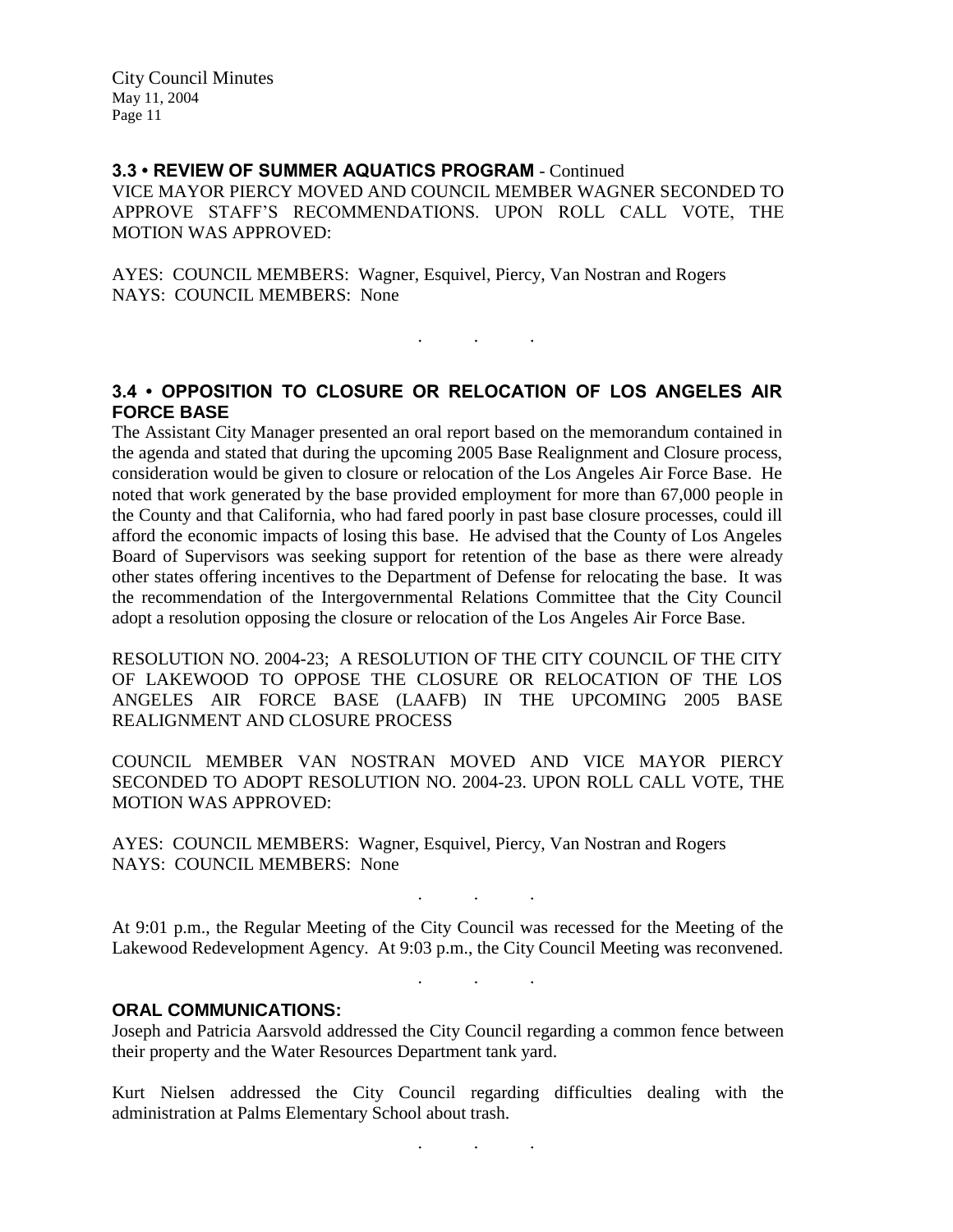### 3.4 • REVIEW OF SUMMER AQUATICS PROGRAM - Continued

VICE MAYOR PIERCY MOVED AND COUNCIL MEMBER WAGNER SECONDED TO APPROVE STAFF'S RECOMMENDATIONS. UPON ROLL CALL VOTE, THE MOTION WAS APPROVED:

AYES: COUNCIL MEMBERS: Wagner, Esquivel, Piercy, Van Nostran and Rogers
NAYS: COUNCIL MEMBERS: None

. . .

### 3.4 • OPPOSITION TO CLOSURE OR RELOCATION OF LOS ANGELES AIR FORCE BASE

The Assistant City Manager presented an oral report based on the memorandum contained in the agenda and stated that during the upcoming 2005 Base Realignment and Closure process, consideration would be given to closure or relocation of the Los Angeles Air Force Base. He noted that work generated by the base provided employment for more than 67,000 people in the County and that California, who had fared poorly in past base closure processes, could ill afford the economic impacts of losing this base. He advised that the County of Los Angeles Board of Supervisors was seeking support for retention of the base as there were already other states offering incentives to the Department of Defense for relocating the base. It was the recommendation of the Intergovernmental Relations Committee that the City Council adopt a resolution opposing the closure or relocation of the Los Angeles Air Force Base.

RESOLUTION NO. 2004-23; A RESOLUTION OF THE CITY COUNCIL OF THE CITY OF LAKEWOOD TO OPPOSE THE CLOSURE OR RELOCATION OF THE LOS ANGELES AIR FORCE BASE (LAAFB) IN THE UPCOMING 2005 BASE REALIGNMENT AND CLOSURE PROCESS

COUNCIL MEMBER VAN NOSTRAN MOVED AND VICE MAYOR PIERCY SECONDED TO ADOPT RESOLUTION NO. 2004-23. UPON ROLL CALL VOTE, THE MOTION WAS APPROVED:

AYES: COUNCIL MEMBERS: Wagner, Esquivel, Piercy, Van Nostran and Rogers
NAYS: COUNCIL MEMBERS: None

. . .

At 9:01 p.m., the Regular Meeting of the City Council was recessed for the Meeting of the Lakewood Redevelopment Agency. At 9:03 p.m., the City Council Meeting was reconvened.

. . .

### ORAL COMMUNICATIONS:

Joseph and Patricia Aarsvold addressed the City Council regarding a common fence between their property and the Water Resources Department tank yard.

Kurt Nielsen addressed the City Council regarding difficulties dealing with the administration at Palms Elementary School about trash.

. . .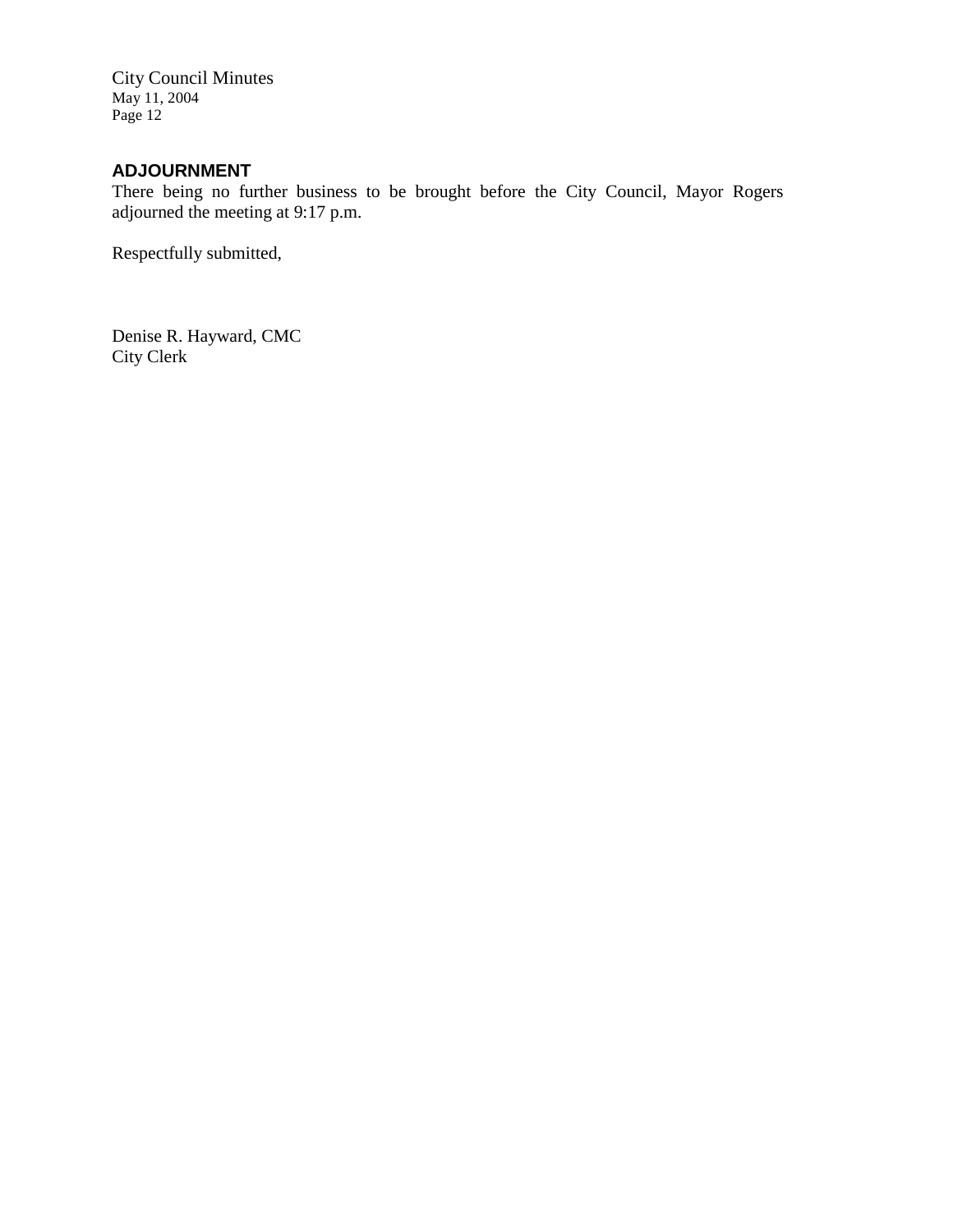## ADJOURNMENT

There being no further business to be brought before the City Council, Mayor Rogers adjourned the meeting at 9:17 p.m.

Respectfully submitted,

Denise R. Hayward, CMC
City Clerk